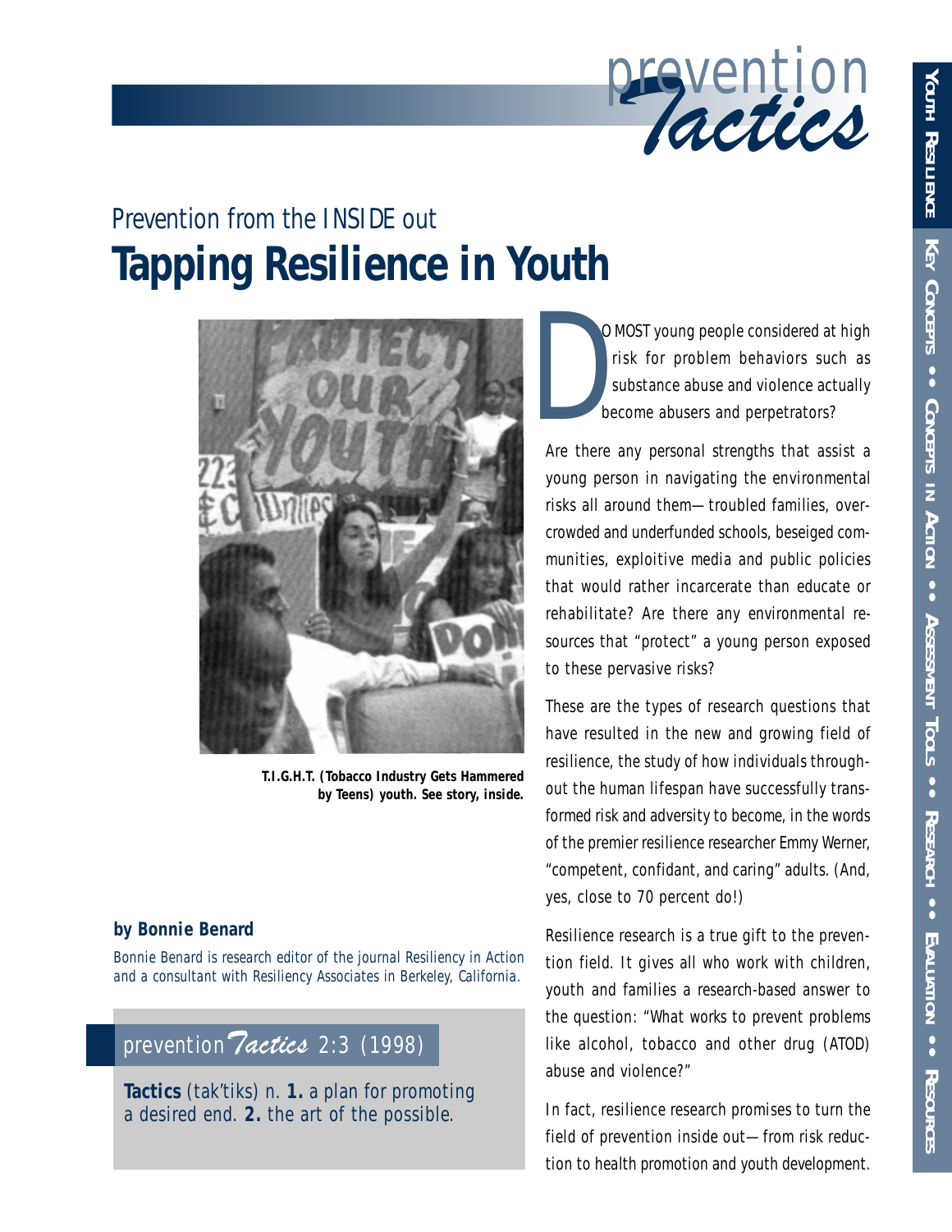# Prevention from the INSIDE out

# Tapping Resilience in Youth

T.I.G.H.T. (Tobacco Industry Gets Hammered by Teens) youth. See story, inside.

**by Bonnie Benard**

*Bonnie Benard is research editor of the journal Resiliency in Action and a consultant with Resiliency Associates in Berkeley, California.*

prevention *Tactics* 2:3 (1998)

**Tactics** (tak'tiks) n. **1.** a plan for promoting a desired end. **2.** the art of the possible.

DO MOST young people considered at high risk for problem behaviors such as substance abuse and violence actually become abusers and perpetrators?

Are there any personal strengths that assist a young person in navigating the environmental risks all around them—troubled families, overcrowded and underfunded schools, beseiged communities, exploitive media and public policies that would rather incarcerate than educate or rehabilitate? Are there any environmental resources that "protect" a young person exposed to these pervasive risks?

These are the types of research questions that have resulted in the new and growing field of resilience, the study of how individuals throughout the human lifespan have successfully transformed risk and adversity to become, in the words of the premier resilience researcher Emmy Werner, "competent, confidant, and caring" adults. (And, yes, close to 70 percent do!)

Resilience research is a true gift to the prevention field. It gives all who work with children, youth and families a research-based answer to the question: "What works to prevent problems like alcohol, tobacco and other drug (ATOD) abuse and violence?"

In fact, resilience research promises to turn the field of prevention inside out—from risk reduction to health promotion and youth development.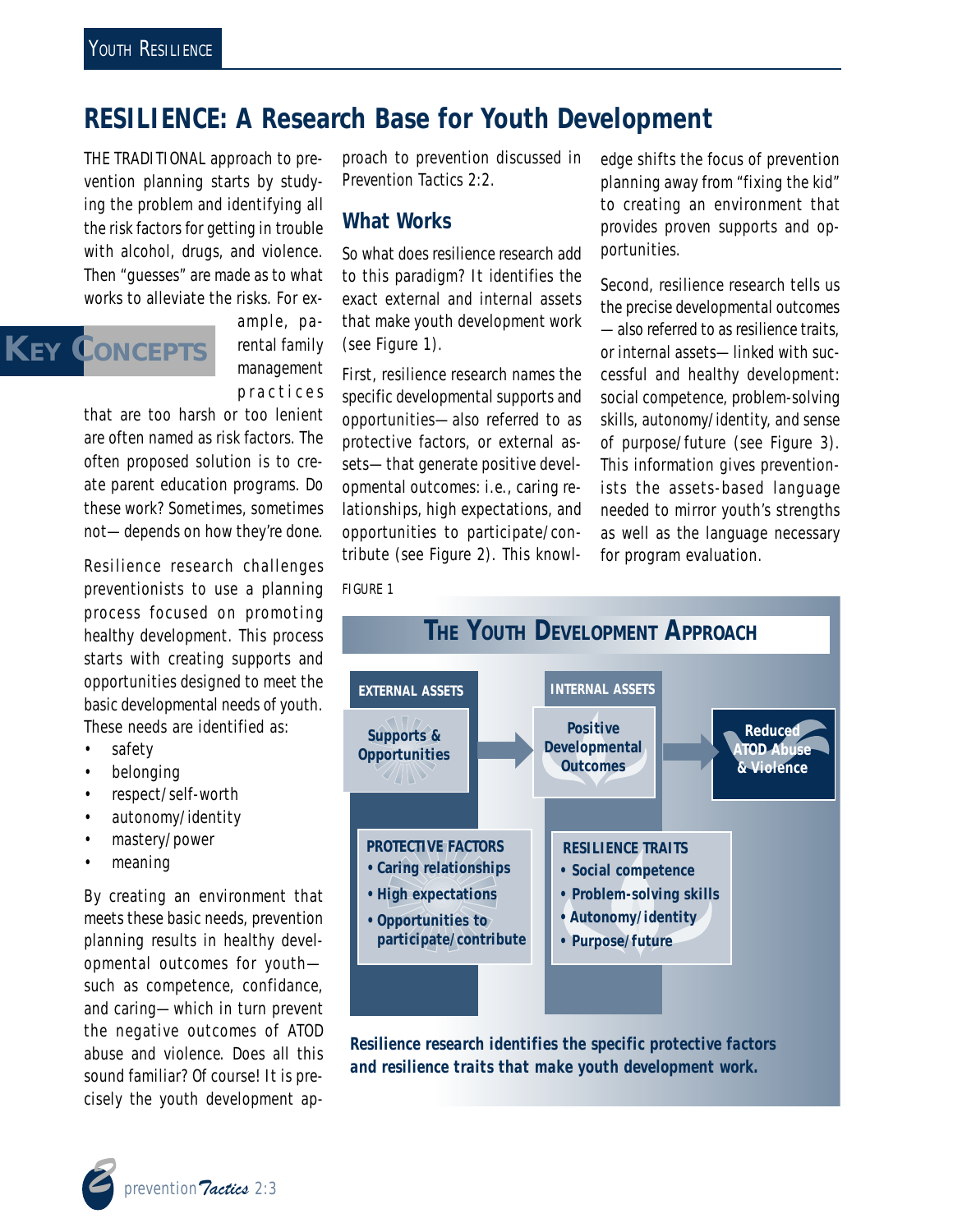# RESILIENCE: A Research Base for Youth Development

THE TRADITIONAL approach to prevention planning starts by studying the problem and identifying all the risk factors for getting in trouble with alcohol, drugs, and violence. Then "guesses" are made as to what works to alleviate the risks. For example, parental family management practices that are too harsh or too lenient are often named as risk factors. The often proposed solution is to create parent education programs. Do these work? Sometimes, sometimes not—depends on how they're done.

**KEY CONCEPTS**

Resilience research challenges preventionists to use a planning process focused on promoting healthy development. This process starts with creating supports and opportunities designed to meet the basic developmental needs of youth. These needs are identified as:

- safety
- belonging
- respect/self-worth
- autonomy/identity
- mastery/power
- meaning

By creating an environment that meets these basic needs, prevention planning results in healthy developmental outcomes for youth—such as competence, confidance, and caring—which in turn prevent the negative outcomes of ATOD abuse and violence. Does all this sound familiar? Of course! It is precisely the youth development approach to prevention discussed in Prevention Tactics 2:2.

## What Works

So what does resilience research add to this paradigm? It identifies the exact external and internal assets that make youth development work (see Figure 1).

First, resilience research names the specific developmental supports and opportunities—also referred to as protective factors, or external assets—that generate positive developmental outcomes: i.e., caring relationships, high expectations, and opportunities to participate/contribute (see Figure 2). This knowledge shifts the focus of prevention planning away from "fixing the kid" to creating an environment that provides proven supports and opportunities.

Second, resilience research tells us the precise developmental outcomes—also referred to as resilience traits, or internal assets—linked with successful and healthy development: social competence, problem-solving skills, autonomy/identity, and sense of purpose/future (see Figure 3). This information gives preventionists the assets-based language needed to mirror youth's strengths as well as the language necessary for program evaluation.

FIGURE 1

**THE YOUTH DEVELOPMENT APPROACH**

| EXTERNAL ASSETS | | INTERNAL ASSETS | | |
|---|---|---|---|---|
| Supports & Opportunities | → | Positive Developmental Outcomes | → | Reduced ATOD Abuse & Violence |
| **PROTECTIVE FACTORS**<br>• Caring relationships<br>• High expectations<br>• Opportunities to participate/contribute | | **RESILIENCE TRAITS**<br>• Social competence<br>• Problem-solving skills<br>• Autonomy/identity<br>• Purpose/future | | |

***Resilience research identifies the specific protective factors and resilience traits that make youth development work.***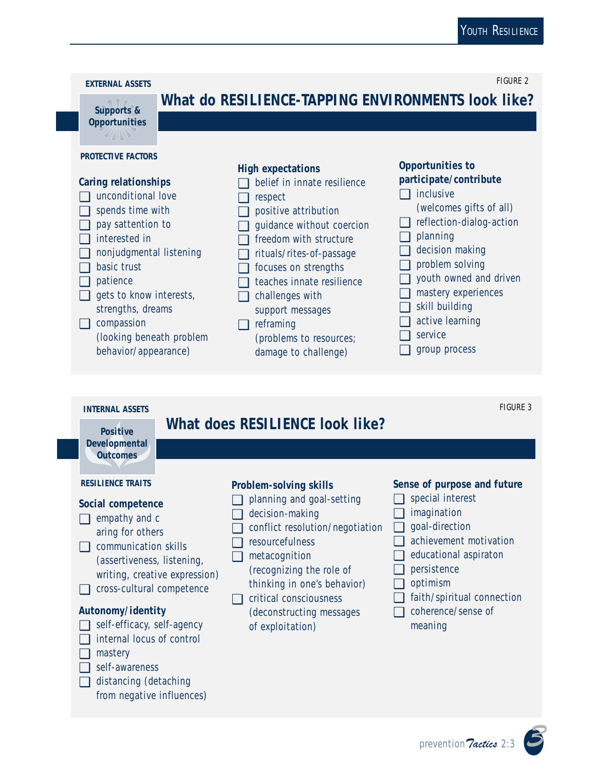EXTERNAL ASSETS

FIGURE 2

**Supports & Opportunities**

## What do RESILIENCE-TAPPING ENVIRONMENTS look like?

PROTECTIVE FACTORS

**Caring relationships**

- unconditional love
- spends time with
- pay sattention to
- interested in
- nonjudgmental listening
- basic trust
- patience
- gets to know interests, strengths, dreams
- compassion (looking beneath problem behavior/appearance)

**High expectations**

- belief in innate resilience
- respect
- positive attribution
- guidance without coercion
- freedom with structure
- rituals/rites-of-passage
- focuses on strengths
- teaches innate resilience
- challenges with support messages
- reframing (problems to resources; damage to challenge)

**Opportunities to participate/contribute**

- inclusive (welcomes gifts of all)
- reflection-dialog-action
- planning
- decision making
- problem solving
- youth owned and driven
- mastery experiences
- skill building
- active learning
- service
- group process

INTERNAL ASSETS

FIGURE 3

**Positive Developmental Outcomes**

## What does RESILIENCE look like?

RESILIENCE TRAITS

**Social competence**

- empathy and c aring for others
- communication skills (assertiveness, listening, writing, creative expression)
- cross-cultural competence

**Autonomy/identity**

- self-efficacy, self-agency
- internal locus of control
- mastery
- self-awareness
- distancing (detaching from negative influences)

**Problem-solving skills**

- planning and goal-setting
- decision-making
- conflict resolution/negotiation
- resourcefulness
- metacognition (recognizing the role of thinking in one's behavior)
- critical consciousness (deconstructing messages of exploitation)

**Sense of purpose and future**

- special interest
- imagination
- goal-direction
- achievement motivation
- educational aspiraton
- persistence
- optimism
- faith/spiritual connection
- coherence/sense of meaning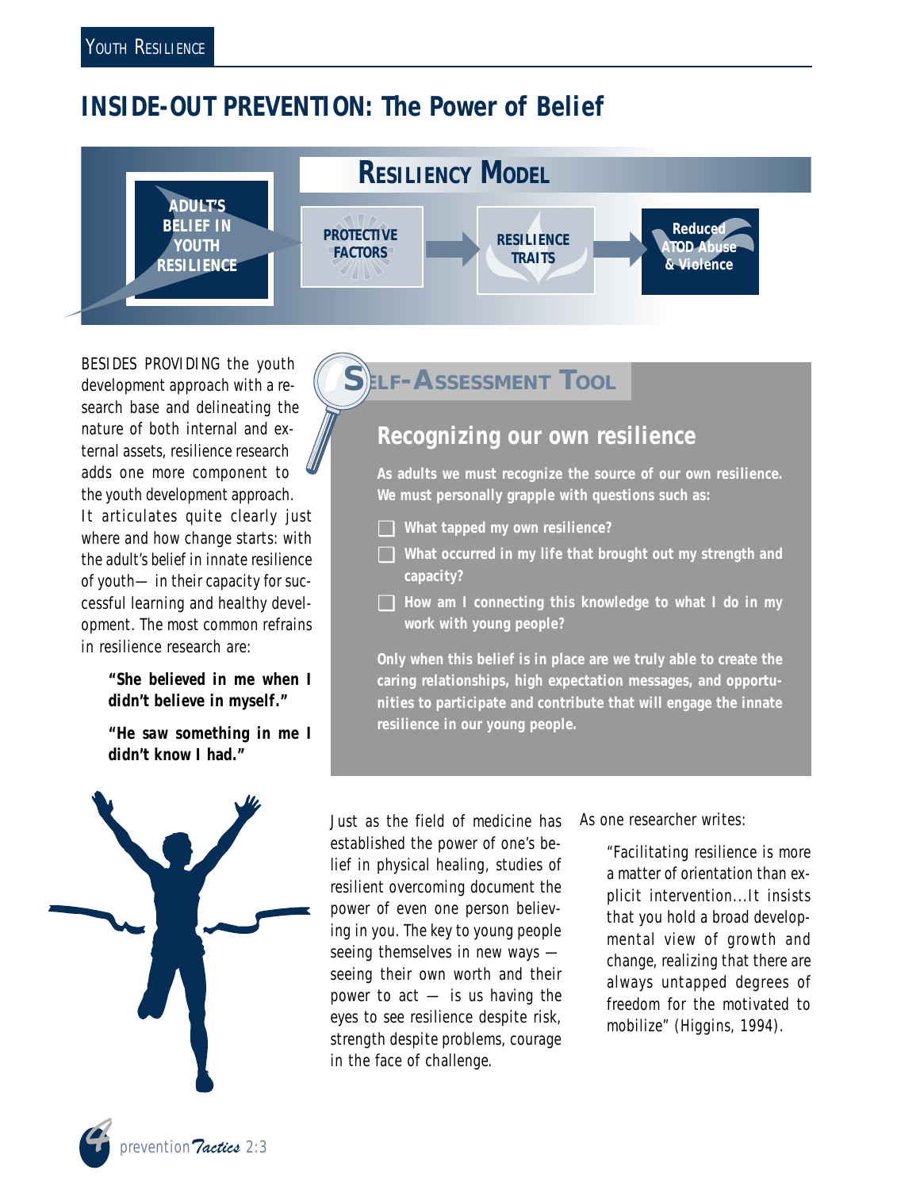# INSIDE-OUT PREVENTION: The Power of Belief

## RESILIENCY MODEL

ADULT'S BELIEF IN YOUTH RESILIENCE → PROTECTIVE FACTORS → RESILIENCE TRAITS → Reduced ATOD Abuse & Violence

BESIDES PROVIDING the youth development approach with a research base and delineating the nature of both internal and external assets, resilience research adds one more component to the youth development approach. It articulates quite clearly just where and how change starts: with the adult's belief in innate resilience of youth— in their capacity for successful learning and healthy development. The most common refrains in resilience research are:

> **"She believed in me when I didn't believe in myself."**
>
> **"He saw something in me I didn't know I had."**

## SELF-ASSESSMENT TOOL

### Recognizing our own resilience

**As adults we must recognize the source of our own resilience. We must personally grapple with questions such as:**

- [ ] **What tapped my own resilience?**
- [ ] **What occurred in my life that brought out my strength and capacity?**
- [ ] **How am I connecting this knowledge to what I do in my work with young people?**

**Only when this belief is in place are we truly able to create the caring relationships, high expectation messages, and opportunities to participate and contribute that will engage the innate resilience in our young people.**

Just as the field of medicine has established the power of one's belief in physical healing, studies of resilient overcoming document the power of even one person believing in you. The key to young people seeing themselves in new ways — seeing their own worth and their power to act — is us having the eyes to see resilience despite risk, strength despite problems, courage in the face of challenge.

As one researcher writes:

> "Facilitating resilience is more a matter of orientation than explicit intervention...It insists that you hold a broad developmental view of growth and change, realizing that there are always untapped degrees of freedom for the motivated to mobilize" (Higgins, 1994).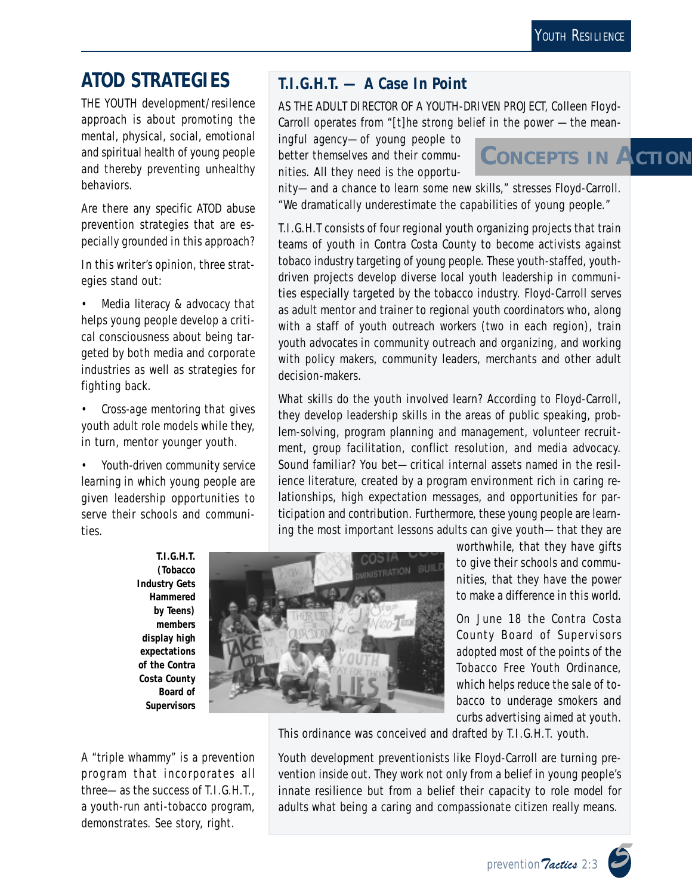## ATOD STRATEGIES

THE YOUTH development/resilence approach is about promoting the mental, physical, social, emotional and spiritual health of young people and thereby preventing unhealthy behaviors.

Are there any specific ATOD abuse prevention strategies that are especially grounded in this approach?

In this writer's opinion, three strategies stand out:

- Media literacy & advocacy that helps young people develop a critical consciousness about being targeted by both media and corporate industries as well as strategies for fighting back.
- Cross-age mentoring that gives youth adult role models while they, in turn, mentor younger youth.
- Youth-driven community service learning in which young people are given leadership opportunities to serve their schools and communities.

A "triple whammy" is a prevention program that incorporates all three—as the success of T.I.G.H.T., a youth-run anti-tobacco program, demonstrates. See story, right.

## T.I.G.H.T. — A Case In Point

**CONCEPTS IN ACTION**

AS THE ADULT DIRECTOR OF A YOUTH-DRIVEN PROJECT, Colleen Floyd-Carroll operates from "[t]he strong belief in the power —the meaningful agency—of young people to better themselves and their communities. All they need is the opportunity—and a chance to learn some new skills," stresses Floyd-Carroll. "We dramatically underestimate the capabilities of young people."

T.I.G.H.T consists of four regional youth organizing projects that train teams of youth in Contra Costa County to become activists against tobaco industry targeting of young people. These youth-staffed, youth-driven projects develop diverse local youth leadership in communities especially targeted by the tobacco industry. Floyd-Carroll serves as adult mentor and trainer to regional youth coordinators who, along with a staff of youth outreach workers (two in each region), train youth advocates in community outreach and organizing, and working with policy makers, community leaders, merchants and other adult decision-makers.

What skills do the youth involved learn? According to Floyd-Carroll, they develop leadership skills in the areas of public speaking, problem-solving, program planning and management, volunteer recruitment, group facilitation, conflict resolution, and media advocacy. Sound familiar? You bet—critical internal assets named in the resilience literature, created by a program environment rich in caring relationships, high expectation messages, and opportunities for participation and contribution. Furthermore, these young people are learning the most important lessons adults can give youth—that they are worthwhile, that they have gifts to give their schools and communities, that they have the power to make a difference in this world.

**T.I.G.H.T. (Tobacco Industry Gets Hammered by Teens) members display high expectations of the Contra Costa County Board of Supervisors**

On June 18 the Contra Costa County Board of Supervisors adopted most of the points of the Tobacco Free Youth Ordinance, which helps reduce the sale of tobacco to underage smokers and curbs advertising aimed at youth. This ordinance was conceived and drafted by T.I.G.H.T. youth.

Youth development preventionists like Floyd-Carroll are turning prevention inside out. They work not only from a belief in young people's innate resilience but from a belief their capacity to role model for adults what being a caring and compassionate citizen really means.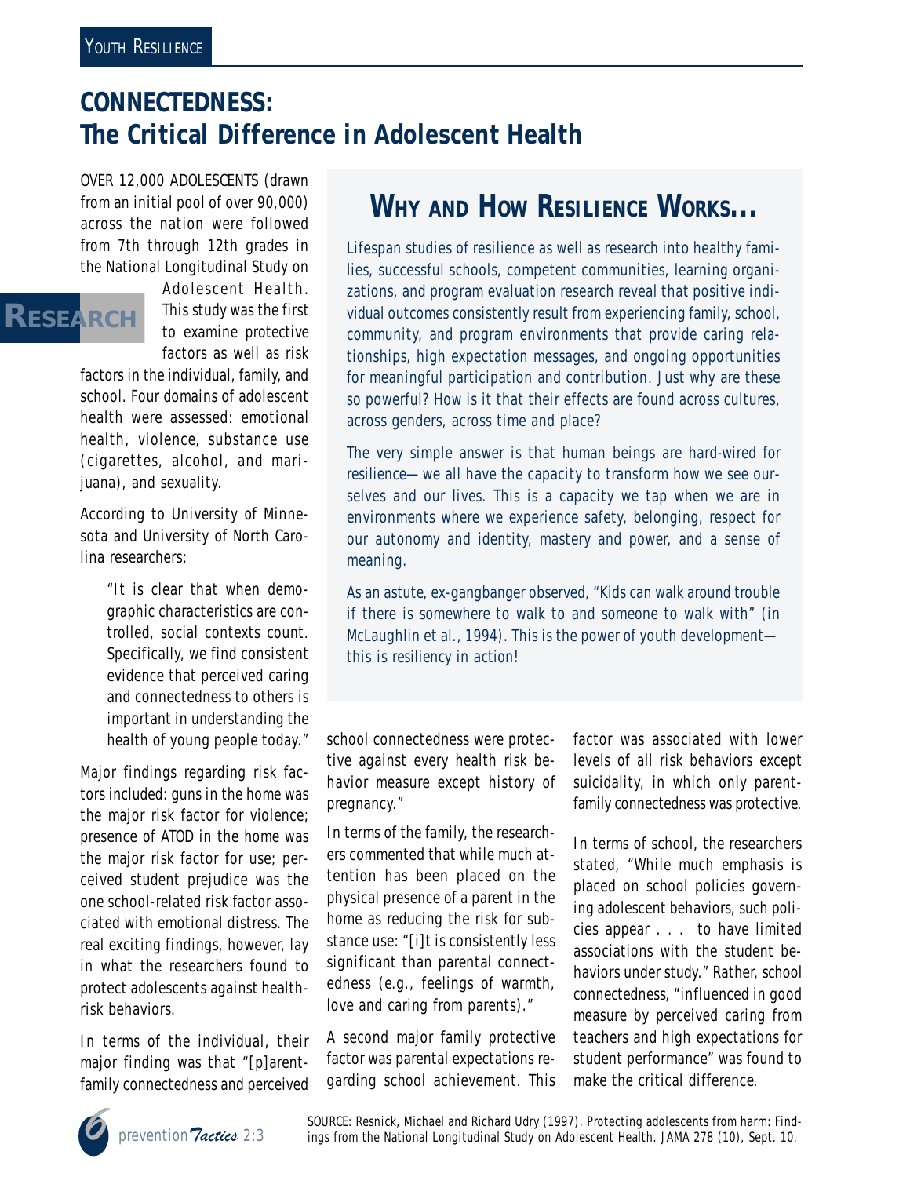# CONNECTEDNESS: The Critical Difference in Adolescent Health

RESEARCH

OVER 12,000 ADOLESCENTS (drawn from an initial pool of over 90,000) across the nation were followed from 7th through 12th grades in the National Longitudinal Study on Adolescent Health. This study was the first to examine protective factors as well as risk factors in the individual, family, and school. Four domains of adolescent health were assessed: emotional health, violence, substance use (cigarettes, alcohol, and marijuana), and sexuality.

According to University of Minnesota and University of North Carolina researchers:

> "It is clear that when demographic characteristics are controlled, social contexts count. Specifically, we find consistent evidence that perceived caring and connectedness to others is important in understanding the health of young people today."

Major findings regarding risk factors included: guns in the home was the major risk factor for violence; presence of ATOD in the home was the major risk factor for use; perceived student prejudice was the one school-related risk factor associated with emotional distress. The real exciting findings, however, lay in what the researchers found to protect adolescents against health-risk behaviors.

In terms of the individual, their major finding was that "[p]arent-family connectedness and perceived school connectedness were protective against every health risk behavior measure except history of pregnancy."

In terms of the family, the researchers commented that while much attention has been placed on the physical presence of a parent in the home as reducing the risk for substance use: "[i]t is consistently less significant than parental connectedness (e.g., feelings of warmth, love and caring from parents)."

A second major family protective factor was parental expectations regarding school achievement. This factor was associated with lower levels of all risk behaviors except suicidality, in which only parent-family connectedness was protective.

In terms of school, the researchers stated, "While much emphasis is placed on school policies governing adolescent behaviors, such policies appear . . . to have limited associations with the student behaviors under study." Rather, school connectedness, "influenced in good measure by perceived caring from teachers and high expectations for student performance" was found to make the critical difference.

## WHY AND HOW RESILIENCE WORKS…

*Lifespan studies of resilience as well as research into healthy families, successful schools, competent communities, learning organizations, and program evaluation research reveal that positive individual outcomes consistently result from experiencing family, school, community, and program environments that provide caring relationships, high expectation messages, and ongoing opportunities for meaningful participation and contribution. Just why are these so powerful? How is it that their effects are found across cultures, across genders, across time and place?*

*The very simple answer is that human beings are hard-wired for resilience—we all have the capacity to transform how we see ourselves and our lives. This is a capacity we tap when we are in environments where we experience safety, belonging, respect for our autonomy and identity, mastery and power, and a sense of meaning.*

*As an astute, ex-gangbanger observed, "Kids can walk around trouble if there is somewhere to walk to and someone to walk with" (in McLaughlin et al., 1994). This is the power of youth development—this is resiliency in action!*

SOURCE: Resnick, Michael and Richard Udry (1997). Protecting adolescents from harm: Findings from the National Longitudinal Study on Adolescent Health. JAMA 278 (10), Sept. 10.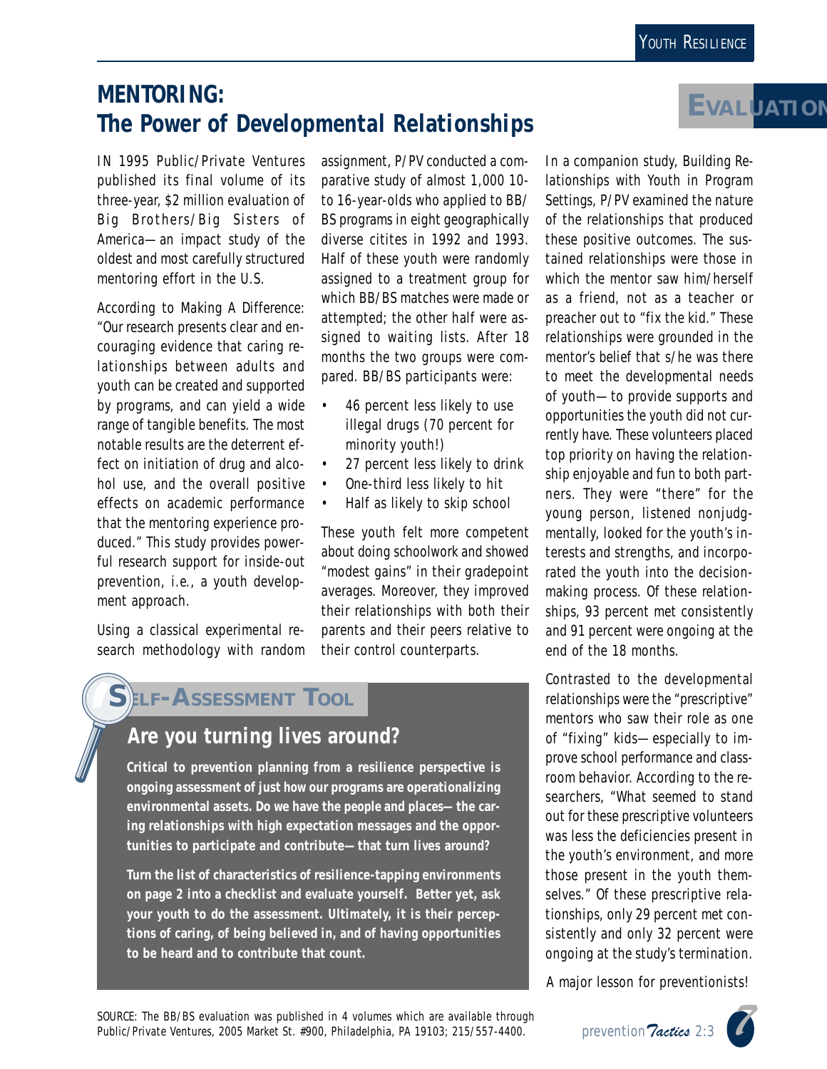## MENTORING: The Power of Developmental Relationships

EVALUATION

IN 1995 Public/Private Ventures published its final volume of its three-year, $2 million evaluation of Big Brothers/Big Sisters of America—an impact study of the oldest and most carefully structured mentoring effort in the U.S.

According to Making A Difference: "Our research presents clear and encouraging evidence that caring relationships between adults and youth can be created and supported by programs, and can yield a wide range of tangible benefits. The most notable results are the deterrent effect on initiation of drug and alcohol use, and the overall positive effects on academic performance that the mentoring experience produced." This study provides powerful research support for inside-out prevention, i.e., a youth development approach.

Using a classical experimental research methodology with random assignment, P/PV conducted a comparative study of almost 1,000 10- to 16-year-olds who applied to BB/BS programs in eight geographically diverse citites in 1992 and 1993. Half of these youth were randomly assigned to a treatment group for which BB/BS matches were made or attempted; the other half were assigned to waiting lists. After 18 months the two groups were compared. BB/BS participants were:

- 46 percent less likely to use illegal drugs (70 percent for minority youth!)
- 27 percent less likely to drink
- One-third less likely to hit
- Half as likely to skip school

These youth felt more competent about doing schoolwork and showed "modest gains" in their gradepoint averages. Moreover, they improved their relationships with both their parents and their peers relative to their control counterparts.

In a companion study, Building Relationships with Youth in Program Settings, P/PV examined the nature of the relationships that produced these positive outcomes. The sustained relationships were those in which the mentor saw him/herself as a friend, not as a teacher or preacher out to "fix the kid." These relationships were grounded in the mentor's belief that s/he was there to meet the developmental needs of youth—to provide supports and opportunities the youth did not currently have. These volunteers placed top priority on having the relationship enjoyable and fun to both partners. They were "there" for the young person, listened nonjudgmentally, looked for the youth's interests and strengths, and incorporated the youth into the decision-making process. Of these relationships, 93 percent met consistently and 91 percent were ongoing at the end of the 18 months.

Contrasted to the developmental relationships were the "prescriptive" mentors who saw their role as one of "fixing" kids—especially to improve school performance and classroom behavior. According to the researchers, "What seemed to stand out for these prescriptive volunteers was less the deficiencies present in the youth's environment, and more those present in the youth themselves." Of these prescriptive relationships, only 29 percent met consistently and only 32 percent were ongoing at the study's termination.

A major lesson for preventionists!

### SELF-ASSESSMENT TOOL

### Are you turning lives around?

**Critical to prevention planning from a resilience perspective is ongoing assessment of just how our programs are operationalizing environmental assets. Do we have the people and places—the caring relationships with high expectation messages and the opportunities to participate and contribute—that turn lives around?**

**Turn the list of characteristics of resilience-tapping environments on page 2 into a checklist and evaluate yourself. Better yet, ask your youth to do the assessment. Ultimately, it is their perceptions of caring, of being believed in, and of having opportunities to be heard and to contribute that count.**

SOURCE: The BB/BS evaluation was published in 4 volumes which are available through Public/Private Ventures, 2005 Market St. #900, Philadelphia, PA 19103; 215/557-4400.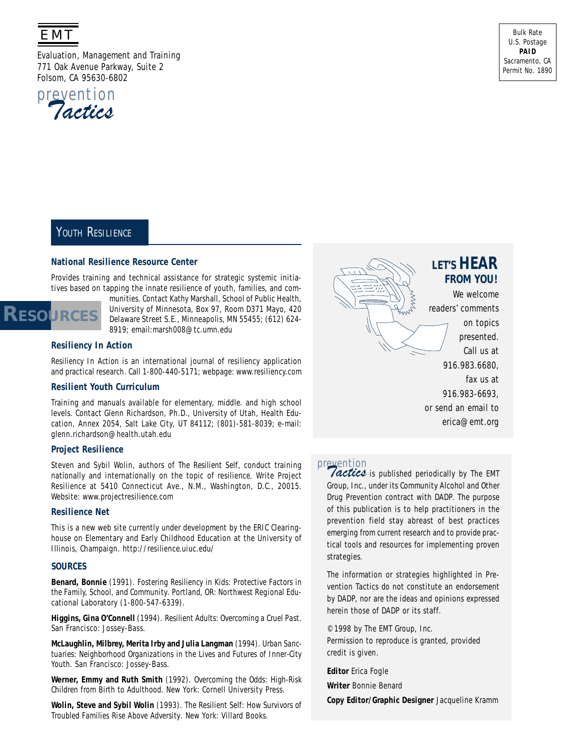EMT

Evaluation, Management and Training
771 Oak Avenue Parkway, Suite 2
Folsom, CA 95630-6802

prevention *Tactics*

Bulk Rate
U.S. Postage
**PAID**
Sacramento, CA
Permit No. 1890

## RESOURCES

## YOUTH RESILIENCE

### National Resilience Resource Center

Provides training and technical assistance for strategic systemic initiatives based on tapping the innate resilience of youth, families, and communities. Contact Kathy Marshall, School of Public Health, University of Minnesota, Box 97, Room D371 Mayo, 420 Delaware Street S.E., Minneapolis, MN 55455; (612) 624-8919; email:marsh008@tc.umn.edu

### Resiliency In Action

Resiliency In Action is an international journal of resiliency application and practical research. Call 1-800-440-5171; webpage: www.resiliency.com

### Resilient Youth Curriculum

Training and manuals available for elementary, middle. and high school levels. Contact Glenn Richardson, Ph.D., University of Utah, Health Education, Annex 2054, Salt Lake City, UT 84112; (801)-581-8039; e-mail: glenn.richardson@health.utah.edu

### Project Resilience

Steven and Sybil Wolin, authors of The Resilient Self, conduct training nationally and internationally on the topic of resilience. Write Project Resilience at 5410 Connecticut Ave., N.M., Washington, D.C., 20015. Website: www.projectresilience.com

### Resilience Net

This is a new web site currently under development by the ERIC Clearinghouse on Elementary and Early Childhood Education at the University of Illinois, Champaign. http://resilience.uiuc.edu/

### SOURCES

**Benard, Bonnie** (1991). Fostering Resiliency in Kids: Protective Factors in the Family, School, and Community. Portland, OR: Northwest Regional Educational Laboratory (1-800-547-6339).

**Higgins, Gina O'Connell** (1994). Resilient Adults: Overcoming a Cruel Past. San Francisco: Jossey-Bass.

**McLaughlin, Milbrey, Merita Irby and Julia Langman** (1994). Urban Sanctuaries: Neighborhood Organizations in the Lives and Futures of Inner-City Youth. San Francisco: Jossey-Bass.

**Werner, Emmy and Ruth Smith** (1992). Overcoming the Odds: High-Risk Children from Birth to Adulthood. New York: Cornell University Press.

**Wolin, Steve and Sybil Wolin** (1993). The Resilient Self: How Survivors of Troubled Families Rise Above Adversity. New York: Villard Books.

## LET'S HEAR FROM YOU!

We welcome readers' comments on topics presented. Call us at 916.983.6680, fax us at 916.983-6693, or send an email to erica@emt.org

prevention *Tactics* is published periodically by The EMT Group, Inc., under its Community Alcohol and Other Drug Prevention contract with DADP. The purpose of this publication is to help practitioners in the prevention field stay abreast of best practices emerging from current research and to provide practical tools and resources for implementing proven strategies.

The information or strategies highlighted in Prevention Tactics do not constitute an endorsement by DADP, nor are the ideas and opinions expressed herein those of DADP or its staff.

©1998 by The EMT Group, Inc.
Permission to reproduce is granted, provided credit is given.

**Editor** Erica Fogle

**Writer** Bonnie Benard

**Copy Editor/Graphic Designer** Jacqueline Kramm